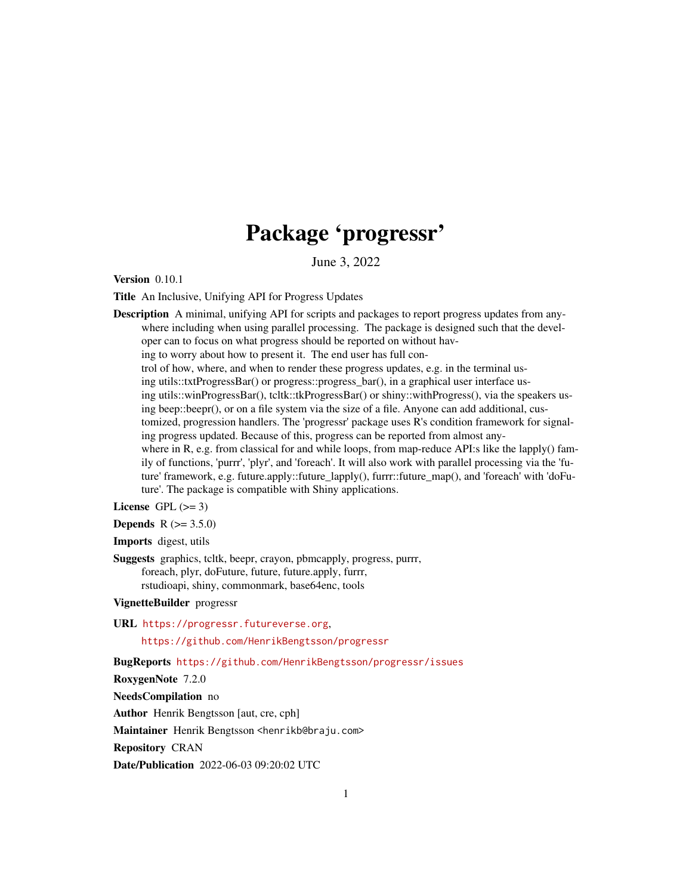# Package 'progressr'

June 3, 2022

**Version** 0.10.1

**Title** An Inclusive, Unifying API for Progress Updates

**Description** A minimal, unifying API for scripts and packages to report progress updates from anywhere including when using parallel processing. The package is designed such that the developer can to focus on what progress should be reported on without having to worry about how to present it. The end user has full control of how, where, and when to render these progress updates, e.g. in the terminal using utils::txtProgressBar() or progress::progress_bar(), in a graphical user interface using utils::winProgressBar(), tcltk::tkProgressBar() or shiny::withProgress(), via the speakers using beep::beepr(), or on a file system via the size of a file. Anyone can add additional, customized, progression handlers. The 'progressr' package uses R's condition framework for signaling progress updated. Because of this, progress can be reported from almost anywhere in R, e.g. from classical for and while loops, from map-reduce API:s like the lapply() family of functions, 'purrr', 'plyr', and 'foreach'. It will also work with parallel processing via the 'future' framework, e.g. future.apply::future_lapply(), furrr::future_map(), and 'foreach' with 'doFuture'. The package is compatible with Shiny applications.

**License** GPL (>= 3)

**Depends** R (>= 3.5.0)

**Imports** digest, utils

**Suggests** graphics, tcltk, beepr, crayon, pbmcapply, progress, purrr, foreach, plyr, doFuture, future, future.apply, furrr, rstudioapi, shiny, commonmark, base64enc, tools

**VignetteBuilder** progressr

**URL** https://progressr.futureverse.org, https://github.com/HenrikBengtsson/progressr

**BugReports** https://github.com/HenrikBengtsson/progressr/issues

**RoxygenNote** 7.2.0

**NeedsCompilation** no

**Author** Henrik Bengtsson [aut, cre, cph]

**Maintainer** Henrik Bengtsson <henrikb@braju.com>

**Repository** CRAN

**Date/Publication** 2022-06-03 09:20:02 UTC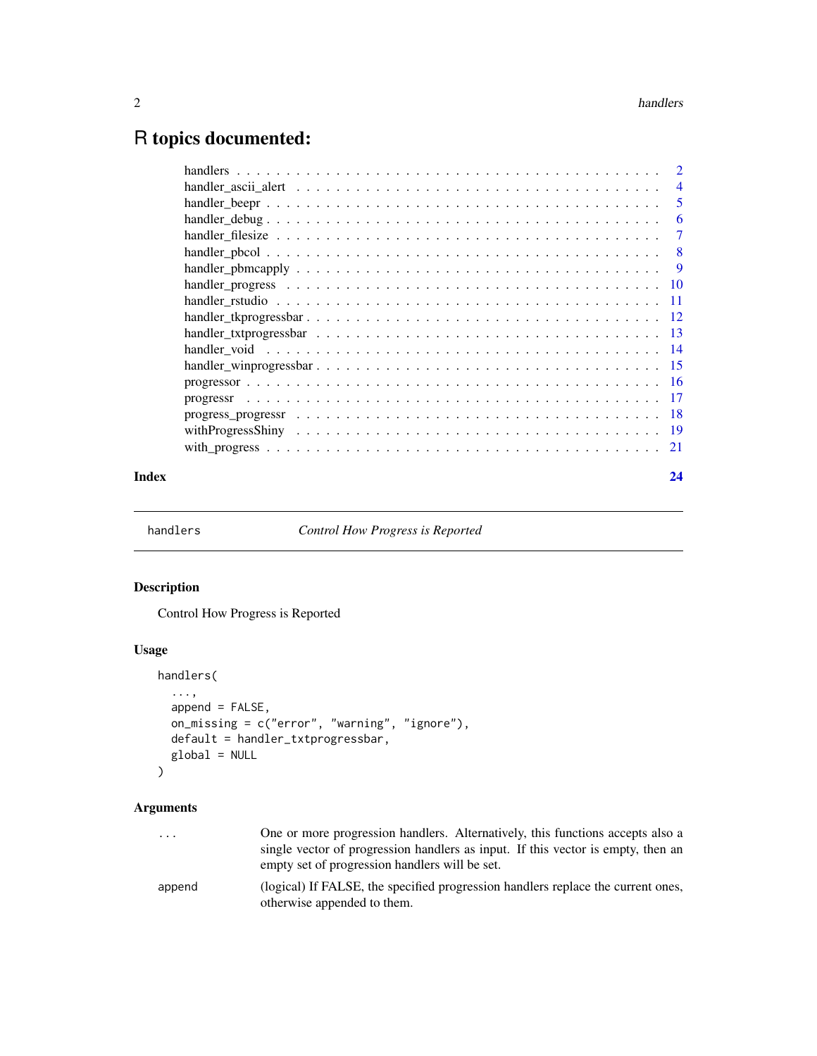# R topics documented:

| | |
|---|---|
| handlers | 2 |
| handler_ascii_alert | 4 |
| handler_beepr | 5 |
| handler_debug | 6 |
| handler_filesize | 7 |
| handler_pbcol | 8 |
| handler_pbmcapply | 9 |
| handler_progress | 10 |
| handler_rstudio | 11 |
| handler_tkprogressbar | 12 |
| handler_txtprogressbar | 13 |
| handler_void | 14 |
| handler_winprogressbar | 15 |
| progressor | 16 |
| progressr | 17 |
| progress_progressr | 18 |
| withProgressShiny | 19 |
| with_progress | 21 |

**Index** 24

---

`handlers` *Control How Progress is Reported*

---

### Description

Control How Progress is Reported

### Usage

```
handlers(
  ...,
  append = FALSE,
  on_missing = c("error", "warning", "ignore"),
  default = handler_txtprogressbar,
  global = NULL
)
```

### Arguments

| | |
|---|---|
| `...` | One or more progression handlers. Alternatively, this functions accepts also a single vector of progression handlers as input. If this vector is empty, then an empty set of progression handlers will be set. |
| `append` | (logical) If FALSE, the specified progression handlers replace the current ones, otherwise appended to them. |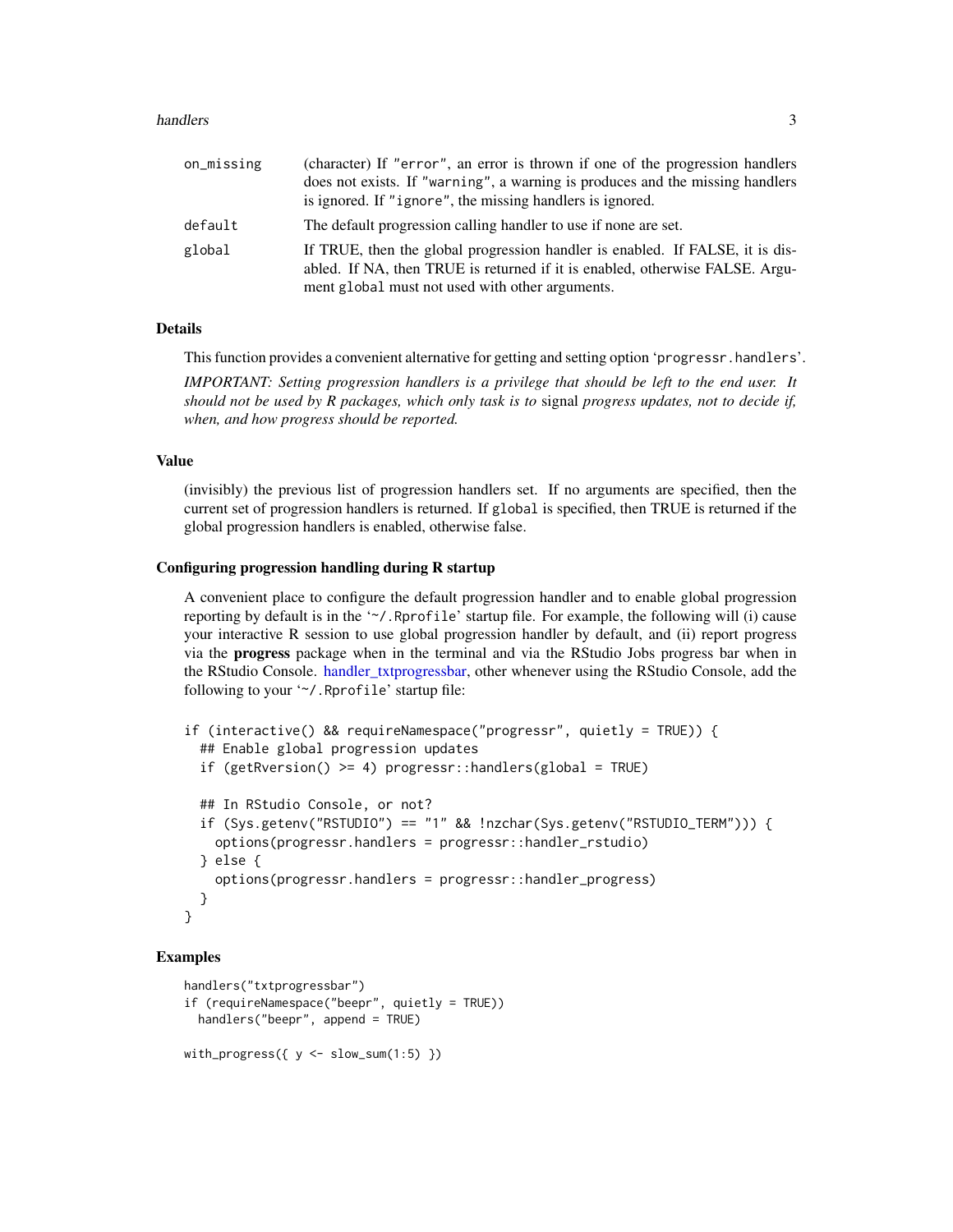| | |
|---|---|
| on_missing | (character) If "error", an error is thrown if one of the progression handlers does not exists. If "warning", a warning is produces and the missing handlers is ignored. If "ignore", the missing handlers is ignored. |
| default | The default progression calling handler to use if none are set. |
| global | If TRUE, then the global progression handler is enabled. If FALSE, it is disabled. If NA, then TRUE is returned if it is enabled, otherwise FALSE. Argument global must not used with other arguments. |

### Details

This function provides a convenient alternative for getting and setting option 'progressr.handlers'.

*IMPORTANT: Setting progression handlers is a privilege that should be left to the end user. It should not be used by R packages, which only task is to* signal *progress updates, not to decide if, when, and how progress should be reported.*

### Value

(invisibly) the previous list of progression handlers set. If no arguments are specified, then the current set of progression handlers is returned. If global is specified, then TRUE is returned if the global progression handlers is enabled, otherwise false.

#### Configuring progression handling during R startup

A convenient place to configure the default progression handler and to enable global progression reporting by default is in the '~/.Rprofile' startup file. For example, the following will (i) cause your interactive R session to use global progression handler by default, and (ii) report progress via the **progress** package when in the terminal and via the RStudio Jobs progress bar when in the RStudio Console. handler_txtprogressbar, other whenever using the RStudio Console, add the following to your '~/.Rprofile' startup file:

```
if (interactive() && requireNamespace("progressr", quietly = TRUE)) {
  ## Enable global progression updates
  if (getRversion() >= 4) progressr::handlers(global = TRUE)

  ## In RStudio Console, or not?
  if (Sys.getenv("RSTUDIO") == "1" && !nzchar(Sys.getenv("RSTUDIO_TERM"))) {
    options(progressr.handlers = progressr::handler_rstudio)
  } else {
    options(progressr.handlers = progressr::handler_progress)
  }
}
```

### Examples

```
handlers("txtprogressbar")
if (requireNamespace("beepr", quietly = TRUE))
  handlers("beepr", append = TRUE)

with_progress({ y <- slow_sum(1:5) })
```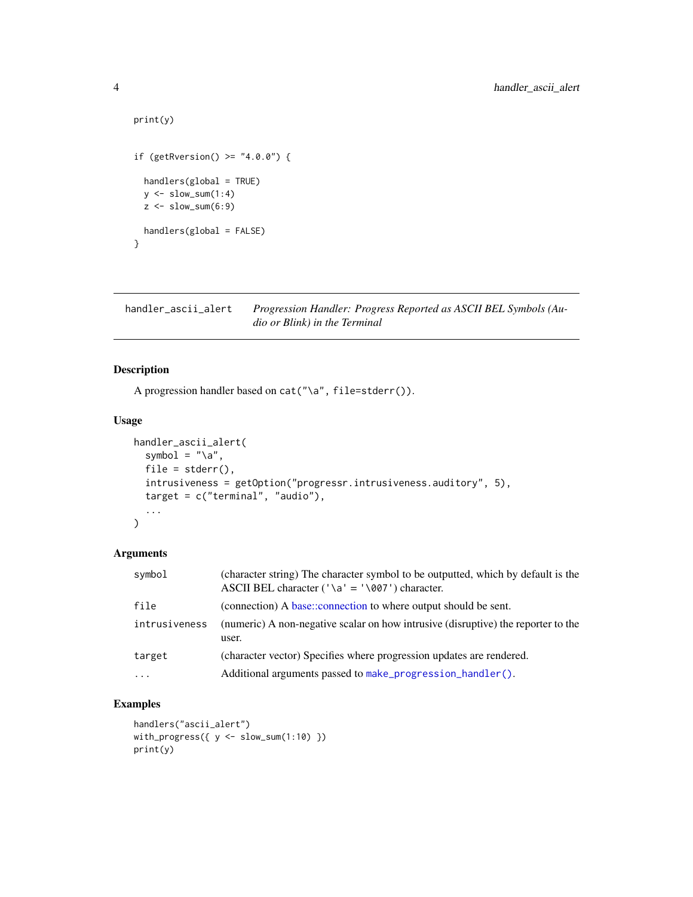```
print(y)


if (getRversion() >= "4.0.0") {

  handlers(global = TRUE)
  y <- slow_sum(1:4)
  z <- slow_sum(6:9)

  handlers(global = FALSE)
}
```

---

## handler_ascii_alert — *Progression Handler: Progress Reported as ASCII BEL Symbols (Audio or Blink) in the Terminal*

---

### Description

A progression handler based on `cat("\a", file=stderr())`.

### Usage

```
handler_ascii_alert(
  symbol = "\a",
  file = stderr(),
  intrusiveness = getOption("progressr.intrusiveness.auditory", 5),
  target = c("terminal", "audio"),
  ...
)
```

### Arguments

| | |
|---|---|
| `symbol` | (character string) The character symbol to be outputted, which by default is the ASCII BEL character (`'\a'` = `'\007'`) character. |
| `file` | (connection) A base::connection to where output should be sent. |
| `intrusiveness` | (numeric) A non-negative scalar on how intrusive (disruptive) the reporter to the user. |
| `target` | (character vector) Specifies where progression updates are rendered. |
| `...` | Additional arguments passed to `make_progression_handler()`. |

### Examples

```
handlers("ascii_alert")
with_progress({ y <- slow_sum(1:10) })
print(y)
```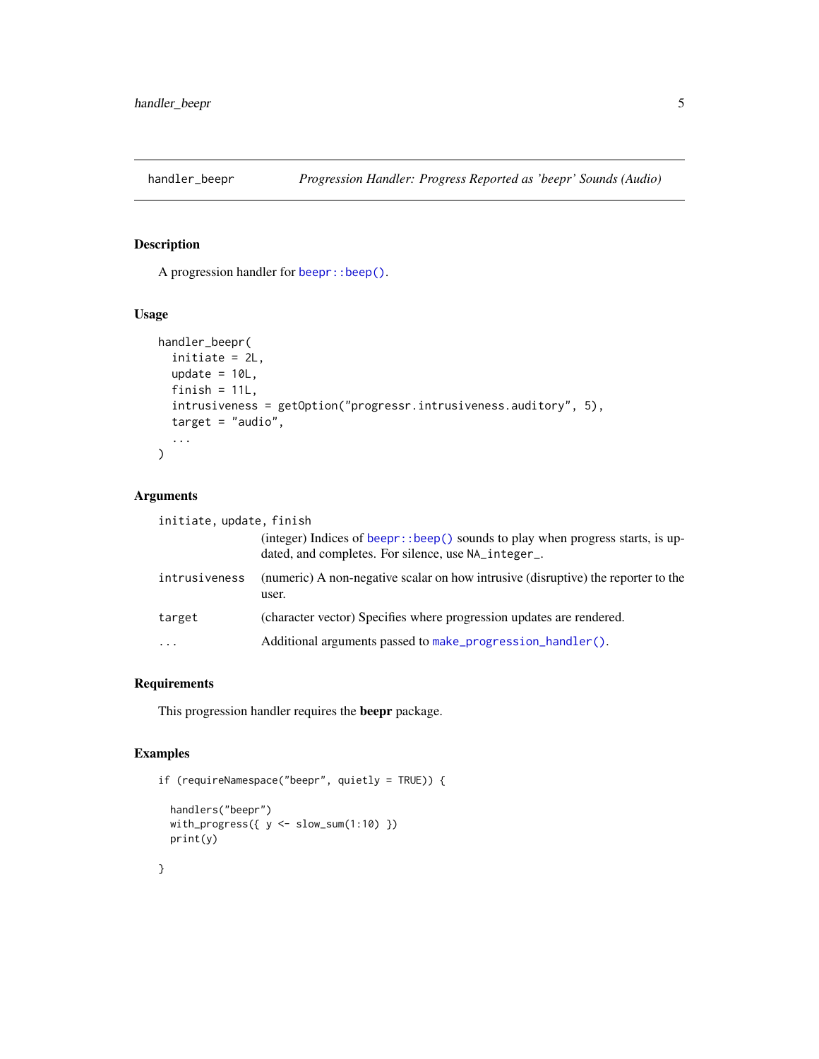# handler_beepr

*Progression Handler: Progress Reported as 'beepr' Sounds (Audio)*

## Description

A progression handler for `beepr::beep()`.

## Usage

```
handler_beepr(
  initiate = 2L,
  update = 10L,
  finish = 11L,
  intrusiveness = getOption("progressr.intrusiveness.auditory", 5),
  target = "audio",
  ...
)
```

## Arguments

| Argument | Description |
| --- | --- |
| `initiate`, `update`, `finish` | (integer) Indices of `beepr::beep()` sounds to play when progress starts, is updated, and completes. For silence, use `NA_integer_`. |
| `intrusiveness` | (numeric) A non-negative scalar on how intrusive (disruptive) the reporter to the user. |
| `target` | (character vector) Specifies where progression updates are rendered. |
| `...` | Additional arguments passed to `make_progression_handler()`. |

## Requirements

This progression handler requires the **beepr** package.

## Examples

```
if (requireNamespace("beepr", quietly = TRUE)) {

  handlers("beepr")
  with_progress({ y <- slow_sum(1:10) })
  print(y)

}
```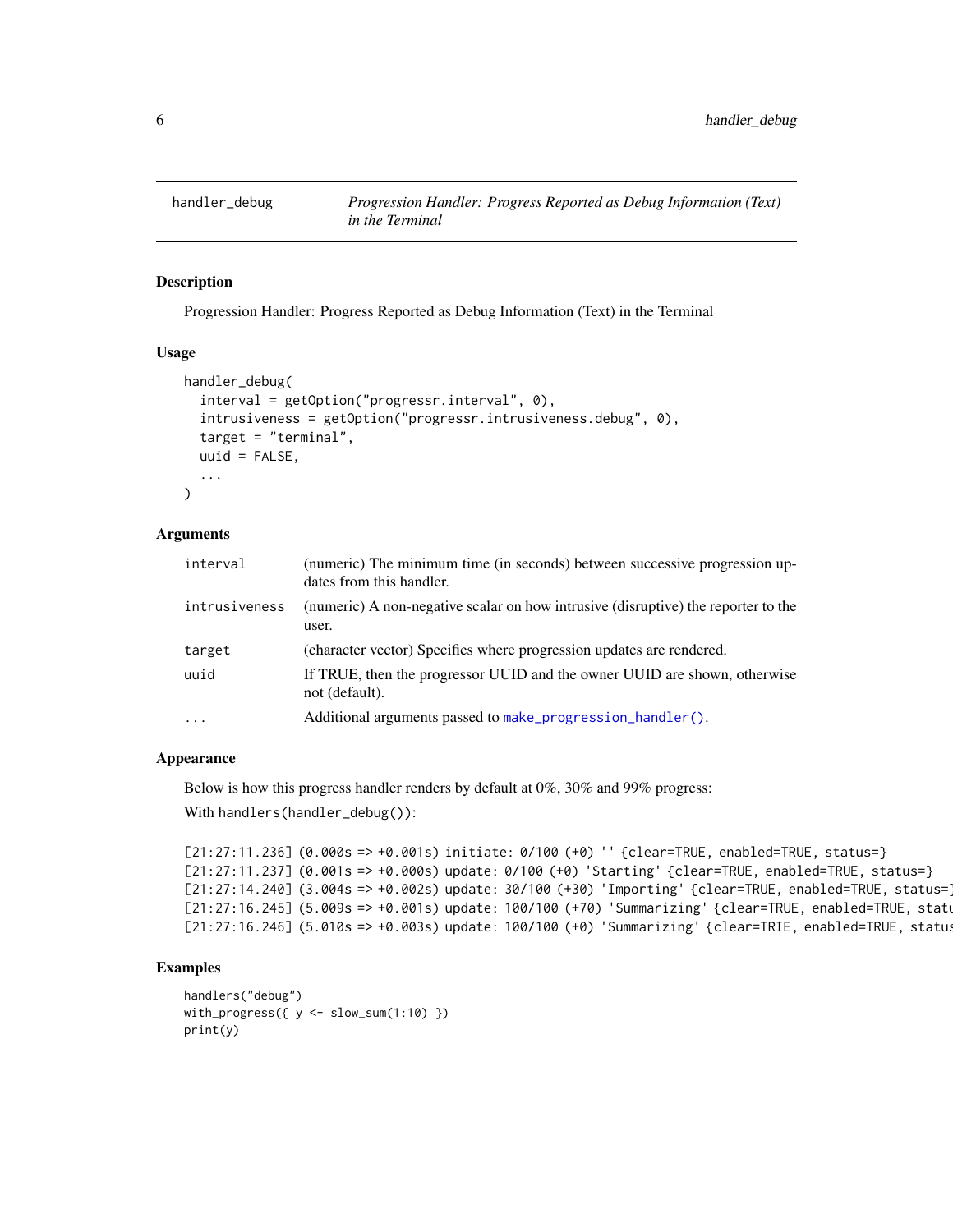# handler_debug

*Progression Handler: Progress Reported as Debug Information (Text) in the Terminal*

## Description

Progression Handler: Progress Reported as Debug Information (Text) in the Terminal

## Usage

```
handler_debug(
  interval = getOption("progressr.interval", 0),
  intrusiveness = getOption("progressr.intrusiveness.debug", 0),
  target = "terminal",
  uuid = FALSE,
  ...
)
```

## Arguments

| | |
|---|---|
| `interval` | (numeric) The minimum time (in seconds) between successive progression updates from this handler. |
| `intrusiveness` | (numeric) A non-negative scalar on how intrusive (disruptive) the reporter to the user. |
| `target` | (character vector) Specifies where progression updates are rendered. |
| `uuid` | If TRUE, then the progressor UUID and the owner UUID are shown, otherwise not (default). |
| `...` | Additional arguments passed to `make_progression_handler()`. |

## Appearance

Below is how this progress handler renders by default at 0%, 30% and 99% progress:

With `handlers(handler_debug())`:

```
[21:27:11.236] (0.000s => +0.001s) initiate: 0/100 (+0) '' {clear=TRUE, enabled=TRUE, status=}
[21:27:11.237] (0.001s => +0.000s) update: 0/100 (+0) 'Starting' {clear=TRUE, enabled=TRUE, status=}
[21:27:14.240] (3.004s => +0.002s) update: 30/100 (+30) 'Importing' {clear=TRUE, enabled=TRUE, status=
[21:27:16.245] (5.009s => +0.001s) update: 100/100 (+70) 'Summarizing' {clear=TRUE, enabled=TRUE, statu
[21:27:16.246] (5.010s => +0.003s) update: 100/100 (+0) 'Summarizing' {clear=TRIE, enabled=TRUE, status
```

## Examples

```
handlers("debug")
with_progress({ y <- slow_sum(1:10) })
print(y)
```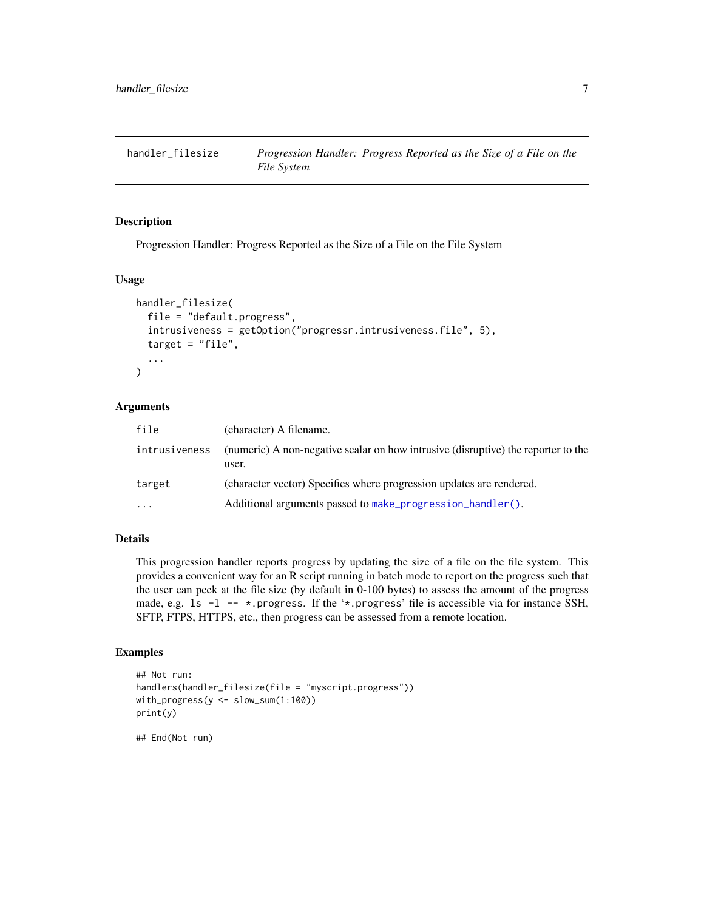## handler_filesize — *Progression Handler: Progress Reported as the Size of a File on the File System*

### Description

Progression Handler: Progress Reported as the Size of a File on the File System

### Usage

```
handler_filesize(
  file = "default.progress",
  intrusiveness = getOption("progressr.intrusiveness.file", 5),
  target = "file",
  ...
)
```

### Arguments

| | |
|---|---|
| `file` | (character) A filename. |
| `intrusiveness` | (numeric) A non-negative scalar on how intrusive (disruptive) the reporter to the user. |
| `target` | (character vector) Specifies where progression updates are rendered. |
| `...` | Additional arguments passed to `make_progression_handler()`. |

### Details

This progression handler reports progress by updating the size of a file on the file system. This provides a convenient way for an R script running in batch mode to report on the progress such that the user can peek at the file size (by default in 0-100 bytes) to assess the amount of the progress made, e.g. `ls -l -- *.progress`. If the '`*.progress`' file is accessible via for instance SSH, SFTP, FTPS, HTTPS, etc., then progress can be assessed from a remote location.

### Examples

```
## Not run:
handlers(handler_filesize(file = "myscript.progress"))
with_progress(y <- slow_sum(1:100))
print(y)

## End(Not run)
```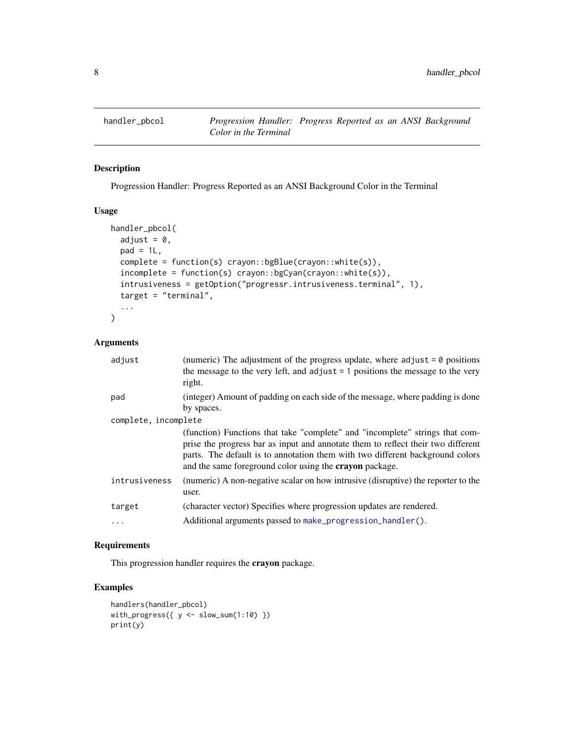handler_pbcol *Progression Handler: Progress Reported as an ANSI Background Color in the Terminal*

## Description

Progression Handler: Progress Reported as an ANSI Background Color in the Terminal

## Usage

```
handler_pbcol(
  adjust = 0,
  pad = 1L,
  complete = function(s) crayon::bgBlue(crayon::white(s)),
  incomplete = function(s) crayon::bgCyan(crayon::white(s)),
  intrusiveness = getOption("progressr.intrusiveness.terminal", 1),
  target = "terminal",
  ...
)
```

## Arguments

| | |
|---|---|
| `adjust` | (numeric) The adjustment of the progress update, where `adjust = 0` positions the message to the very left, and `adjust = 1` positions the message to the very right. |
| `pad` | (integer) Amount of padding on each side of the message, where padding is done by spaces. |
| `complete, incomplete` | (function) Functions that take "complete" and "incomplete" strings that comprise the progress bar as input and annotate them to reflect their two different parts. The default is to annotation them with two different background colors and the same foreground color using the **crayon** package. |
| `intrusiveness` | (numeric) A non-negative scalar on how intrusive (disruptive) the reporter to the user. |
| `target` | (character vector) Specifies where progression updates are rendered. |
| `...` | Additional arguments passed to `make_progression_handler()`. |

## Requirements

This progression handler requires the **crayon** package.

## Examples

```
handlers(handler_pbcol)
with_progress({ y <- slow_sum(1:10) })
print(y)
```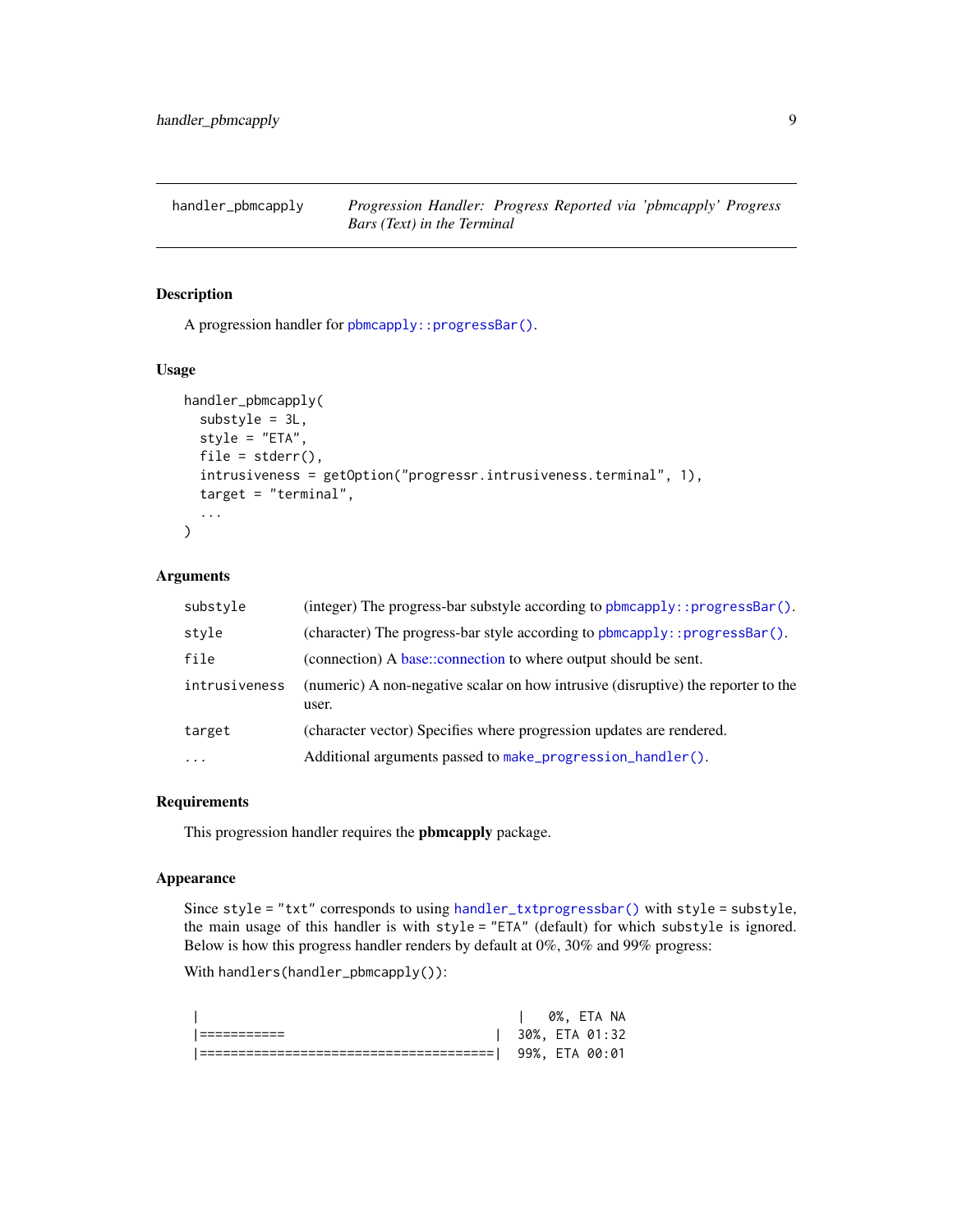`handler_pbmcapply` *Progression Handler: Progress Reported via 'pbmcapply' Progress Bars (Text) in the Terminal*

## Description

A progression handler for `pbmcapply::progressBar()`.

## Usage

```
handler_pbmcapply(
  substyle = 3L,
  style = "ETA",
  file = stderr(),
  intrusiveness = getOption("progressr.intrusiveness.terminal", 1),
  target = "terminal",
  ...
)
```

## Arguments

| | |
|---|---|
| `substyle` | (integer) The progress-bar substyle according to `pbmcapply::progressBar()`. |
| `style` | (character) The progress-bar style according to `pbmcapply::progressBar()`. |
| `file` | (connection) A base::connection to where output should be sent. |
| `intrusiveness` | (numeric) A non-negative scalar on how intrusive (disruptive) the reporter to the user. |
| `target` | (character vector) Specifies where progression updates are rendered. |
| `...` | Additional arguments passed to `make_progression_handler()`. |

## Requirements

This progression handler requires the **pbmcapply** package.

## Appearance

Since `style = "txt"` corresponds to using `handler_txtprogressbar()` with `style = substyle`, the main usage of this handler is with `style = "ETA"` (default) for which `substyle` is ignored. Below is how this progress handler renders by default at 0%, 30% and 99% progress:

With `handlers(handler_pbmcapply())`:

```
|                                      |   0%, ETA NA
|===========                           |  30%, ETA 01:32
|======================================|  99%, ETA 00:01
```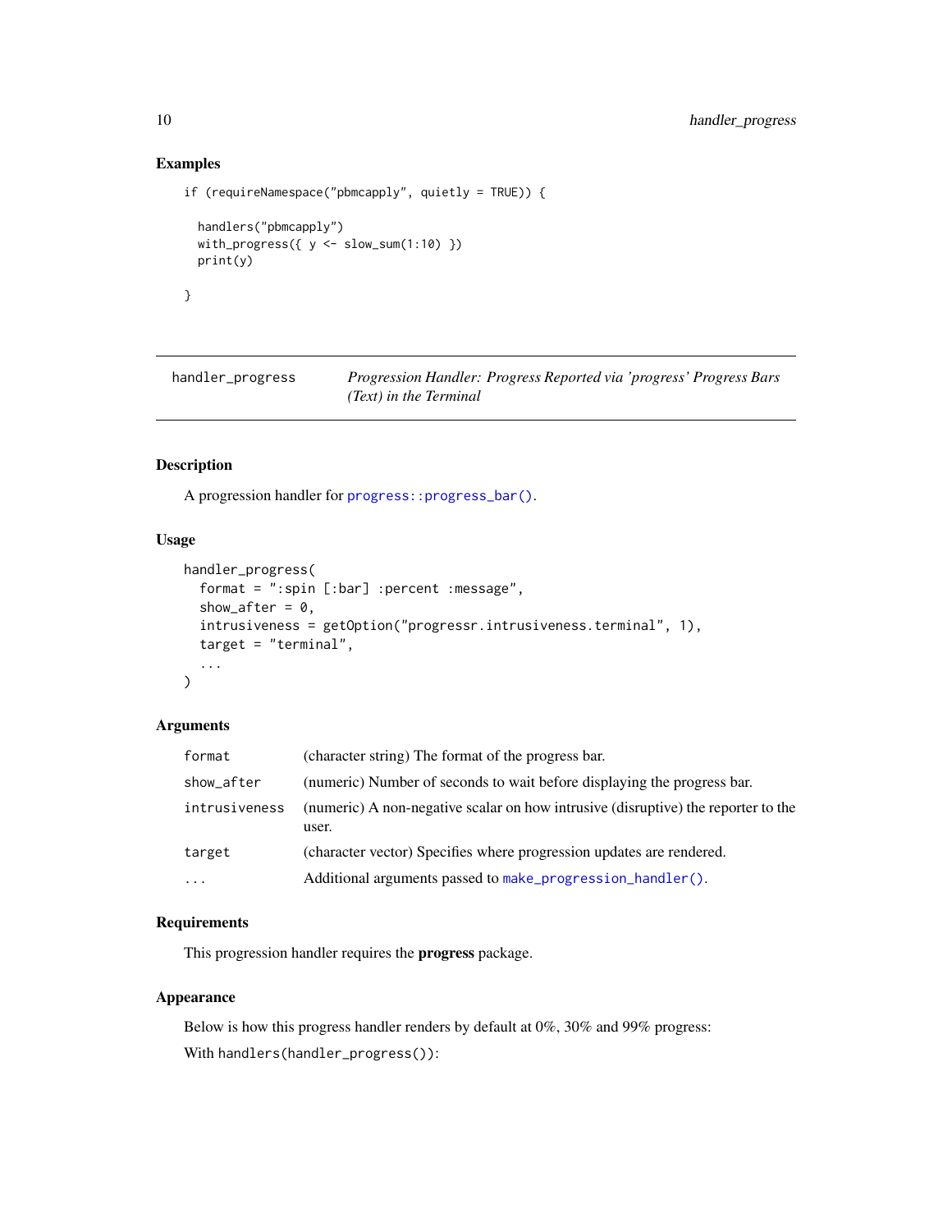## Examples

```
if (requireNamespace("pbmcapply", quietly = TRUE)) {

  handlers("pbmcapply")
  with_progress({ y <- slow_sum(1:10) })
  print(y)

}
```

---

`handler_progress` — *Progression Handler: Progress Reported via 'progress' Progress Bars (Text) in the Terminal*

---

## Description

A progression handler for `progress::progress_bar()`.

## Usage

```
handler_progress(
  format = ":spin [:bar] :percent :message",
  show_after = 0,
  intrusiveness = getOption("progressr.intrusiveness.terminal", 1),
  target = "terminal",
  ...
)
```

## Arguments

| | |
|---|---|
| `format` | (character string) The format of the progress bar. |
| `show_after` | (numeric) Number of seconds to wait before displaying the progress bar. |
| `intrusiveness` | (numeric) A non-negative scalar on how intrusive (disruptive) the reporter to the user. |
| `target` | (character vector) Specifies where progression updates are rendered. |
| `...` | Additional arguments passed to `make_progression_handler()`. |

## Requirements

This progression handler requires the **progress** package.

## Appearance

Below is how this progress handler renders by default at 0%, 30% and 99% progress:

With `handlers(handler_progress())`: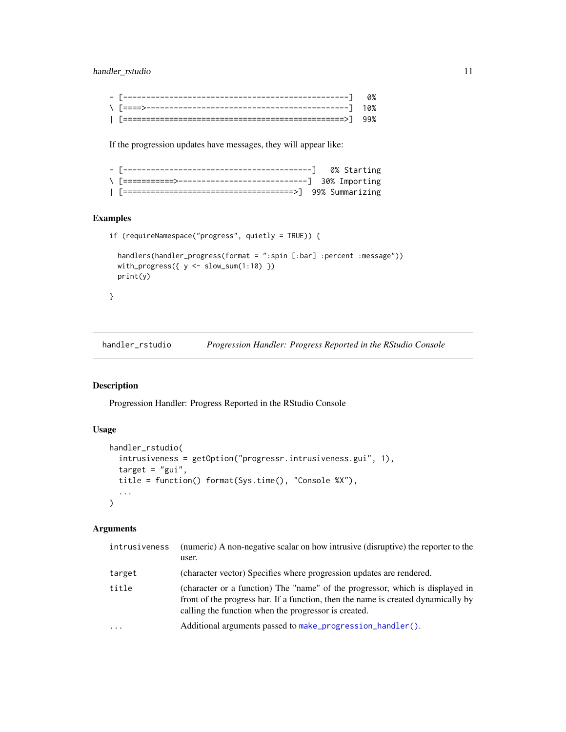```
- [-------------------------------------------------]   0%
\ [====>--------------------------------------------]  10%
| [================================================>]  99%
```

If the progression updates have messages, they will appear like:

```
- [-----------------------------------------]   0% Starting
\ [==========>-----------------------------]  30% Importing
| [=====================================>]  99% Summarizing
```

### Examples

```
if (requireNamespace("progress", quietly = TRUE)) {

  handlers(handler_progress(format = ":spin [:bar] :percent :message"))
  with_progress({ y <- slow_sum(1:10) })
  print(y)

}
```

---

## handler_rstudio — *Progression Handler: Progress Reported in the RStudio Console*

### Description

Progression Handler: Progress Reported in the RStudio Console

### Usage

```
handler_rstudio(
  intrusiveness = getOption("progressr.intrusiveness.gui", 1),
  target = "gui",
  title = function() format(Sys.time(), "Console %X"),
  ...
)
```

### Arguments

| | |
|---|---|
| `intrusiveness` | (numeric) A non-negative scalar on how intrusive (disruptive) the reporter to the user. |
| `target` | (character vector) Specifies where progression updates are rendered. |
| `title` | (character or a function) The "name" of the progressor, which is displayed in front of the progress bar. If a function, then the name is created dynamically by calling the function when the progressor is created. |
| `...` | Additional arguments passed to `make_progression_handler()`. |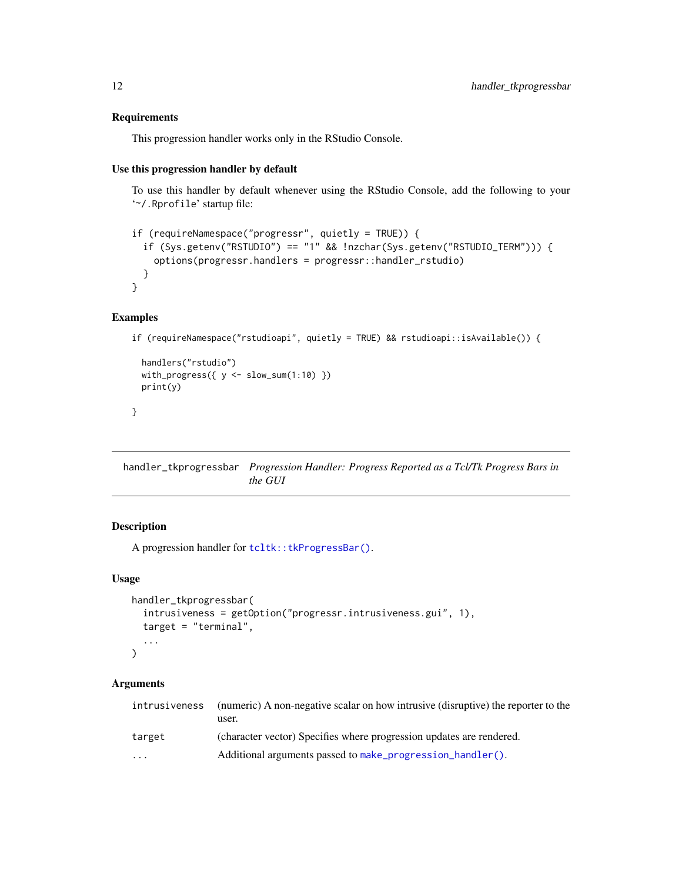### Requirements

This progression handler works only in the RStudio Console.

### Use this progression handler by default

To use this handler by default whenever using the RStudio Console, add the following to your '~/.Rprofile' startup file:

```
if (requireNamespace("progressr", quietly = TRUE)) {
  if (Sys.getenv("RSTUDIO") == "1" && !nzchar(Sys.getenv("RSTUDIO_TERM"))) {
    options(progressr.handlers = progressr::handler_rstudio)
  }
}
```

### Examples

```
if (requireNamespace("rstudioapi", quietly = TRUE) && rstudioapi::isAvailable()) {

  handlers("rstudio")
  with_progress({ y <- slow_sum(1:10) })
  print(y)

}
```

---

## handler_tkprogressbar    *Progression Handler: Progress Reported as a Tcl/Tk Progress Bars in the GUI*

---

### Description

A progression handler for `tcltk::tkProgressBar()`.

### Usage

```
handler_tkprogressbar(
  intrusiveness = getOption("progressr.intrusiveness.gui", 1),
  target = "terminal",
  ...
)
```

### Arguments

| | |
|---|---|
| `intrusiveness` | (numeric) A non-negative scalar on how intrusive (disruptive) the reporter to the user. |
| `target` | (character vector) Specifies where progression updates are rendered. |
| `...` | Additional arguments passed to `make_progression_handler()`. |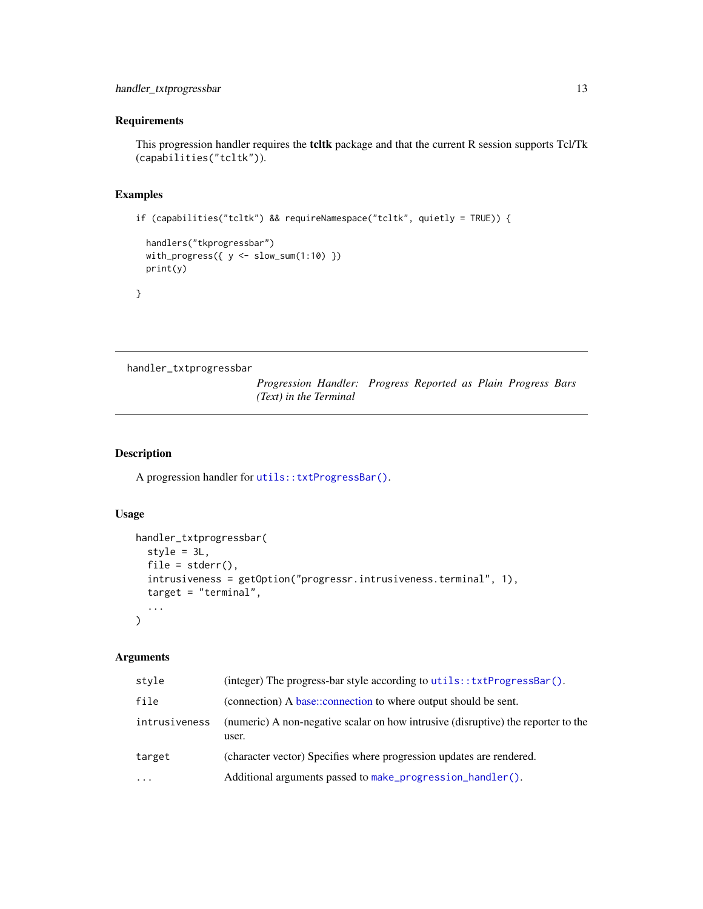### Requirements

This progression handler requires the **tcltk** package and that the current R session supports Tcl/Tk (`capabilities("tcltk")`).

### Examples

```
if (capabilities("tcltk") && requireNamespace("tcltk", quietly = TRUE)) {

  handlers("tkprogressbar")
  with_progress({ y <- slow_sum(1:10) })
  print(y)

}
```

---

## handler_txtprogressbar

*Progression Handler: Progress Reported as Plain Progress Bars (Text) in the Terminal*

---

### Description

A progression handler for `utils::txtProgressBar()`.

### Usage

```
handler_txtprogressbar(
  style = 3L,
  file = stderr(),
  intrusiveness = getOption("progressr.intrusiveness.terminal", 1),
  target = "terminal",
  ...
)
```

### Arguments

| | |
|---|---|
| `style` | (integer) The progress-bar style according to `utils::txtProgressBar()`. |
| `file` | (connection) A base::connection to where output should be sent. |
| `intrusiveness` | (numeric) A non-negative scalar on how intrusive (disruptive) the reporter to the user. |
| `target` | (character vector) Specifies where progression updates are rendered. |
| `...` | Additional arguments passed to `make_progression_handler()`. |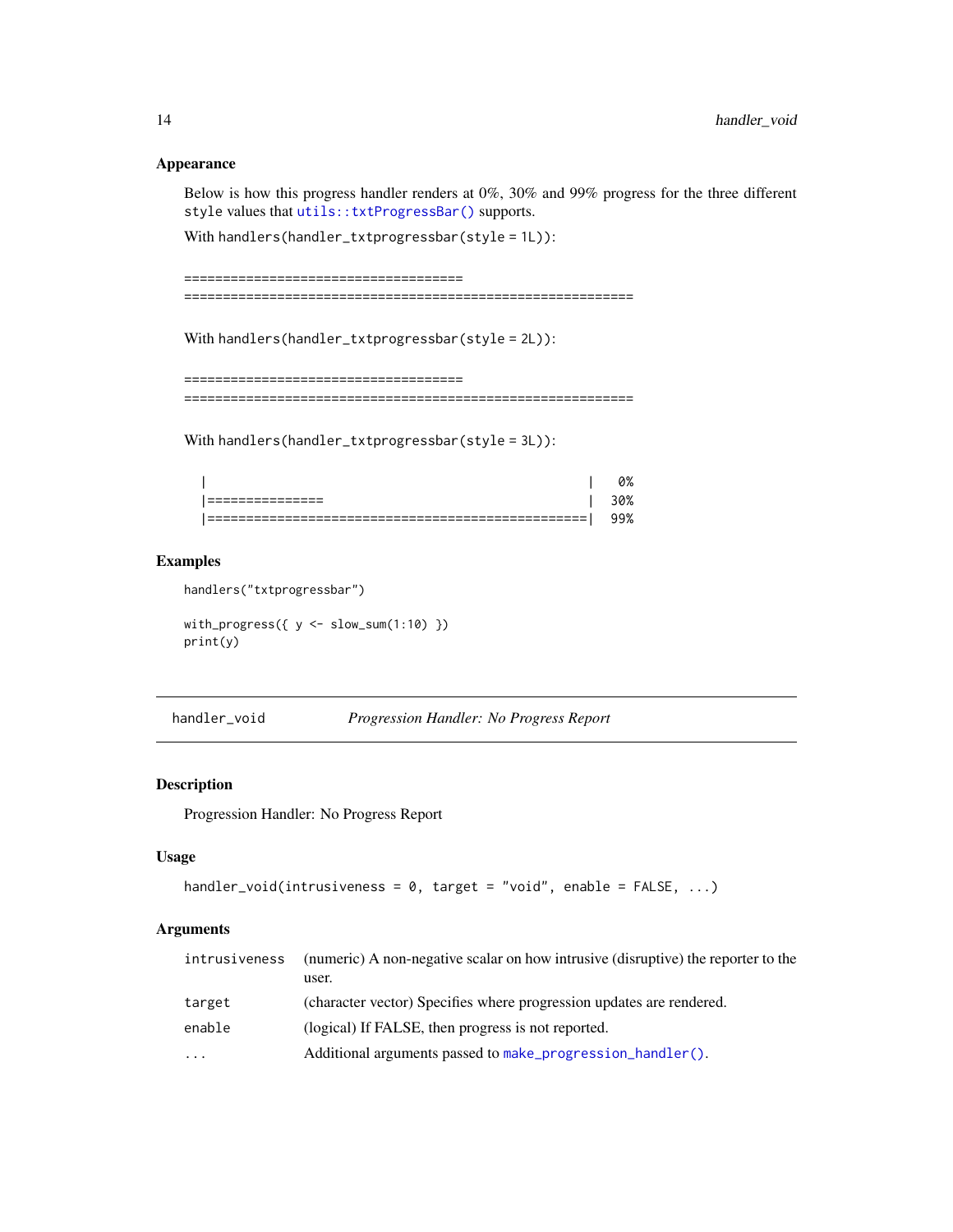### Appearance

Below is how this progress handler renders at 0%, 30% and 99% progress for the three different `style` values that `utils::txtProgressBar()` supports.

With `handlers(handler_txtprogressbar(style = 1L))`:

```
===================================
=========================================================
```

With `handlers(handler_txtprogressbar(style = 2L))`:

```
===================================
=========================================================
```

With `handlers(handler_txtprogressbar(style = 3L))`:

```
  |                                                |   0%
  |===============                                 |  30%
  |================================================|  99%
```

### Examples

```
handlers("txtprogressbar")

with_progress({ y <- slow_sum(1:10) })
print(y)
```

---

## handler_void — *Progression Handler: No Progress Report*

### Description

Progression Handler: No Progress Report

### Usage

```
handler_void(intrusiveness = 0, target = "void", enable = FALSE, ...)
```

### Arguments

| | |
|---|---|
| `intrusiveness` | (numeric) A non-negative scalar on how intrusive (disruptive) the reporter to the user. |
| `target` | (character vector) Specifies where progression updates are rendered. |
| `enable` | (logical) If FALSE, then progress is not reported. |
| `...` | Additional arguments passed to `make_progression_handler()`. |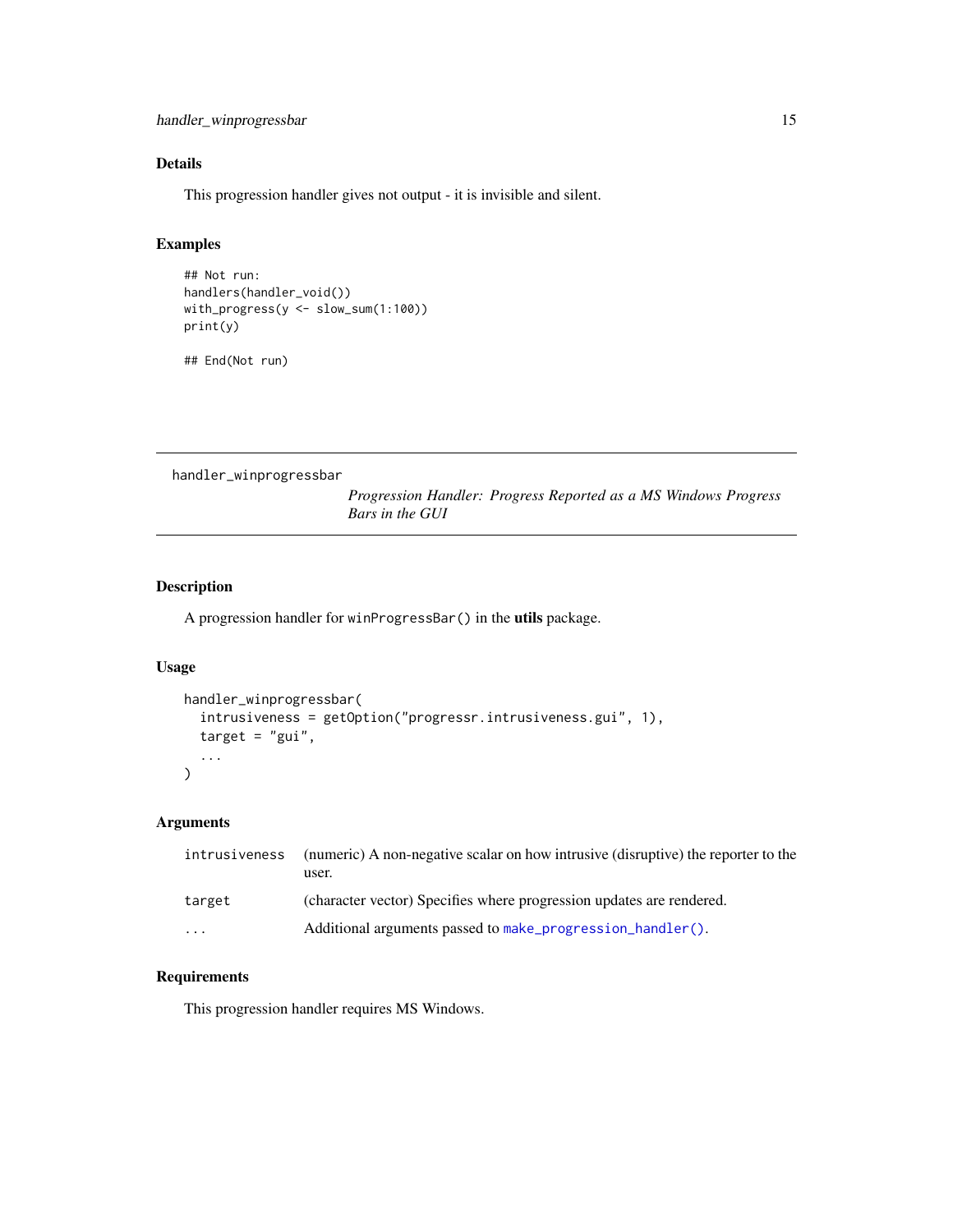## Details

This progression handler gives not output - it is invisible and silent.

## Examples

```
## Not run:
handlers(handler_void())
with_progress(y <- slow_sum(1:100))
print(y)

## End(Not run)
```

---

`handler_winprogressbar` *Progression Handler: Progress Reported as a MS Windows Progress Bars in the GUI*

---

## Description

A progression handler for `winProgressBar()` in the **utils** package.

## Usage

```
handler_winprogressbar(
  intrusiveness = getOption("progressr.intrusiveness.gui", 1),
  target = "gui",
  ...
)
```

## Arguments

| | |
|---|---|
| `intrusiveness` | (numeric) A non-negative scalar on how intrusive (disruptive) the reporter to the user. |
| `target` | (character vector) Specifies where progression updates are rendered. |
| `...` | Additional arguments passed to `make_progression_handler()`. |

## Requirements

This progression handler requires MS Windows.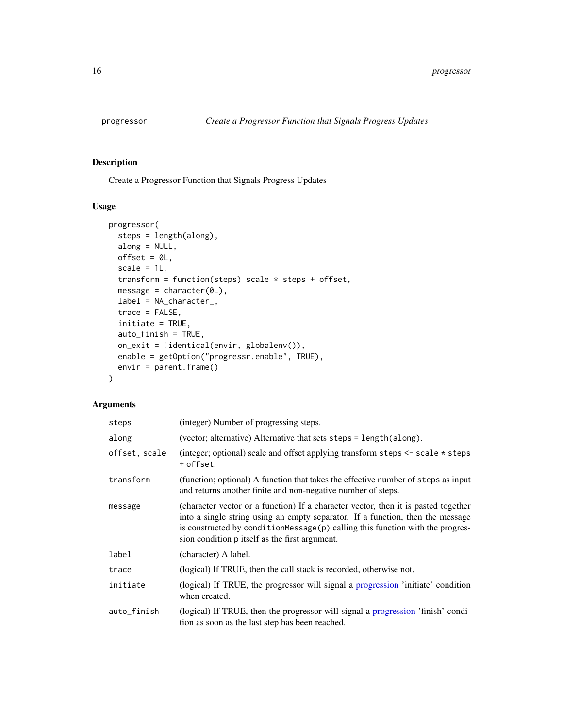## progressor — *Create a Progressor Function that Signals Progress Updates*

### Description

Create a Progressor Function that Signals Progress Updates

### Usage

```
progressor(
  steps = length(along),
  along = NULL,
  offset = 0L,
  scale = 1L,
  transform = function(steps) scale * steps + offset,
  message = character(0L),
  label = NA_character_,
  trace = FALSE,
  initiate = TRUE,
  auto_finish = TRUE,
  on_exit = !identical(envir, globalenv()),
  enable = getOption("progressr.enable", TRUE),
  envir = parent.frame()
)
```

### Arguments

| | |
|---|---|
| `steps` | (integer) Number of progressing steps. |
| `along` | (vector; alternative) Alternative that sets `steps = length(along)`. |
| `offset, scale` | (integer; optional) scale and offset applying transform `steps <- scale * steps + offset`. |
| `transform` | (function; optional) A function that takes the effective number of `steps` as input and returns another finite and non-negative number of steps. |
| `message` | (character vector or a function) If a character vector, then it is pasted together into a single string using an empty separator. If a function, then the message is constructed by `conditionMessage(p)` calling this function with the progression condition `p` itself as the first argument. |
| `label` | (character) A label. |
| `trace` | (logical) If TRUE, then the call stack is recorded, otherwise not. |
| `initiate` | (logical) If TRUE, the progressor will signal a progression 'initiate' condition when created. |
| `auto_finish` | (logical) If TRUE, then the progressor will signal a progression 'finish' condition as soon as the last step has been reached. |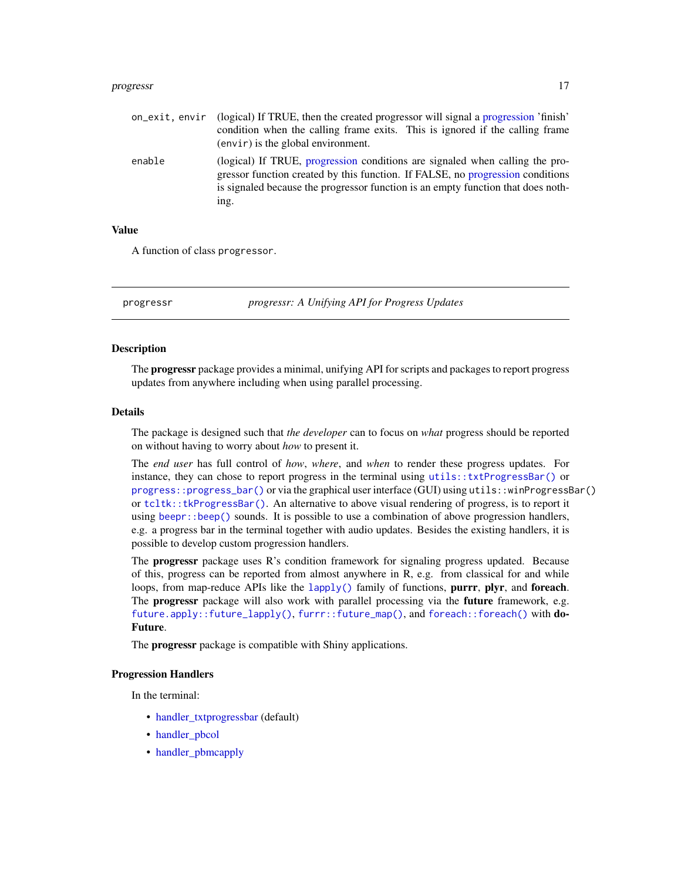| | |
|---|---|
| `on_exit, envir` | (logical) If TRUE, then the created progressor will signal a progression 'finish' condition when the calling frame exits. This is ignored if the calling frame (`envir`) is the global environment. |
| `enable` | (logical) If TRUE, progression conditions are signaled when calling the progressor function created by this function. If FALSE, no progression conditions is signaled because the progressor function is an empty function that does nothing. |

### Value

A function of class `progressor`.

---

## progressr — *progressr: A Unifying API for Progress Updates*

### Description

The **progressr** package provides a minimal, unifying API for scripts and packages to report progress updates from anywhere including when using parallel processing.

### Details

The package is designed such that *the developer* can to focus on *what* progress should be reported on without having to worry about *how* to present it.

The *end user* has full control of *how*, *where*, and *when* to render these progress updates. For instance, they can chose to report progress in the terminal using `utils::txtProgressBar()` or `progress::progress_bar()` or via the graphical user interface (GUI) using `utils::winProgressBar()` or `tcltk::tkProgressBar()`. An alternative to above visual rendering of progress, is to report it using `beepr::beep()` sounds. It is possible to use a combination of above progression handlers, e.g. a progress bar in the terminal together with audio updates. Besides the existing handlers, it is possible to develop custom progression handlers.

The **progressr** package uses R's condition framework for signaling progress updated. Because of this, progress can be reported from almost anywhere in R, e.g. from classical for and while loops, from map-reduce APIs like the `lapply()` family of functions, **purrr**, **plyr**, and **foreach**. The **progressr** package will also work with parallel processing via the **future** framework, e.g. `future.apply::future_lapply()`, `furrr::future_map()`, and `foreach::foreach()` with **doFuture**.

The **progressr** package is compatible with Shiny applications.

### Progression Handlers

In the terminal:

- handler_txtprogressbar (default)
- handler_pbcol
- handler_pbmcapply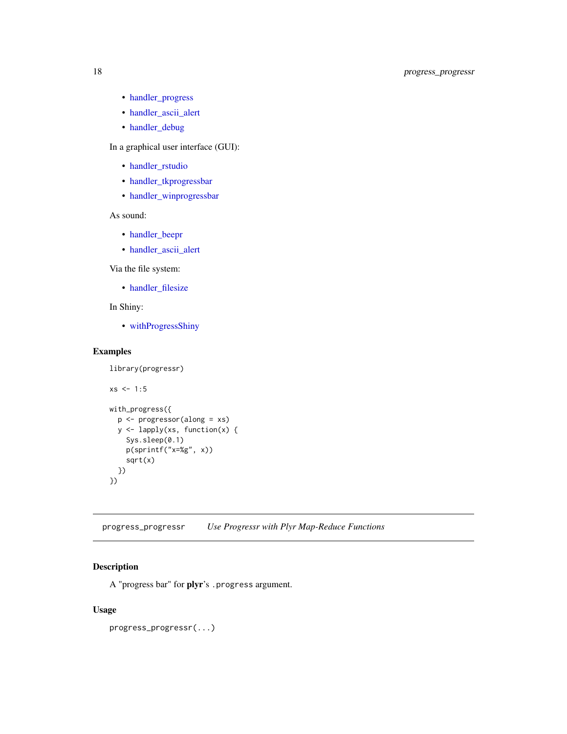- handler_progress
- handler_ascii_alert
- handler_debug

In a graphical user interface (GUI):

- handler_rstudio
- handler_tkprogressbar
- handler_winprogressbar

As sound:

- handler_beepr
- handler_ascii_alert

Via the file system:

- handler_filesize

In Shiny:

- withProgressShiny

## Examples

```
library(progressr)

xs <- 1:5

with_progress({
  p <- progressor(along = xs)
  y <- lapply(xs, function(x) {
    Sys.sleep(0.1)
    p(sprintf("x=%g", x))
    sqrt(x)
  })
})
```

---

# progress_progressr — *Use Progressr with Plyr Map-Reduce Functions*

---

## Description

A "progress bar" for **plyr**'s `.progress` argument.

## Usage

```
progress_progressr(...)
```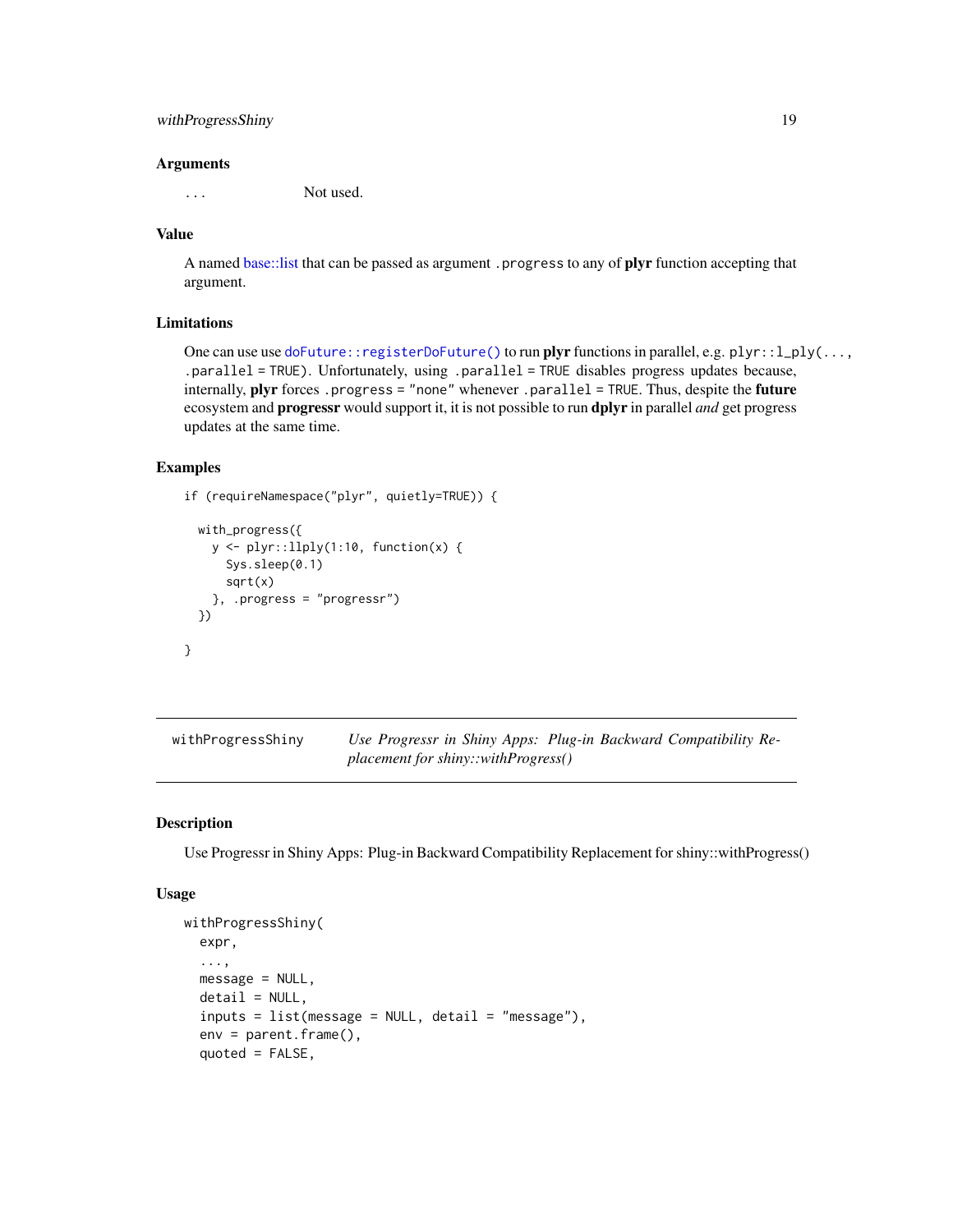### Arguments

`...` Not used.

### Value

A named base::list that can be passed as argument `.progress` to any of **plyr** function accepting that argument.

### Limitations

One can use use `doFuture::registerDoFuture()` to run **plyr** functions in parallel, e.g. `plyr::l_ply(..., .parallel = TRUE)`. Unfortunately, using `.parallel = TRUE` disables progress updates because, internally, **plyr** forces `.progress = "none"` whenever `.parallel = TRUE`. Thus, despite the **future** ecosystem and **progressr** would support it, it is not possible to run **dplyr** in parallel *and* get progress updates at the same time.

### Examples

```
if (requireNamespace("plyr", quietly=TRUE)) {

  with_progress({
    y <- plyr::llply(1:10, function(x) {
      Sys.sleep(0.1)
      sqrt(x)
    }, .progress = "progressr")
  })

}
```

---

## withProgressShiny — *Use Progressr in Shiny Apps: Plug-in Backward Compatibility Replacement for shiny::withProgress()*

### Description

Use Progressr in Shiny Apps: Plug-in Backward Compatibility Replacement for shiny::withProgress()

### Usage

```
withProgressShiny(
  expr,
  ...,
  message = NULL,
  detail = NULL,
  inputs = list(message = NULL, detail = "message"),
  env = parent.frame(),
  quoted = FALSE,
```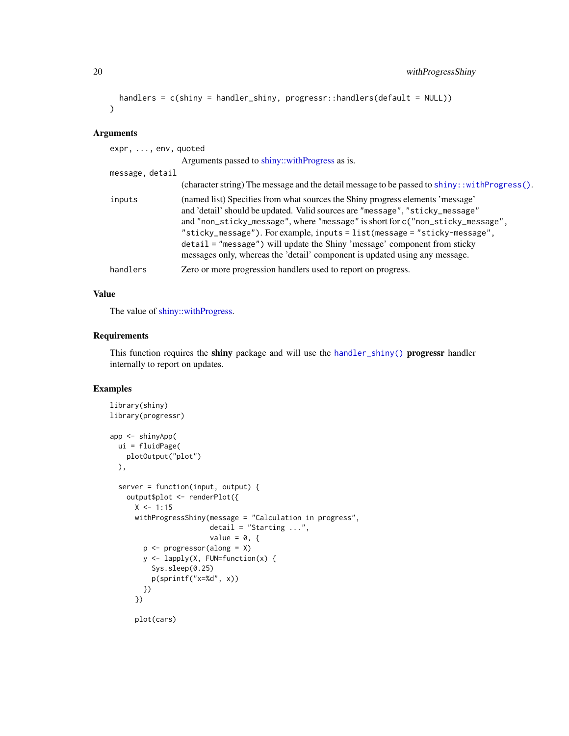```
  handlers = c(shiny = handler_shiny, progressr::handlers(default = NULL))
)
```

## Arguments

| | |
|---|---|
| `expr, ..., env, quoted` | Arguments passed to shiny::withProgress as is. |
| `message, detail` | (character string) The message and the detail message to be passed to `shiny::withProgress()`. |
| `inputs` | (named list) Specifies from what sources the Shiny progress elements 'message' and 'detail' should be updated. Valid sources are `"message"`, `"sticky_message"` and `"non_sticky_message"`, where `"message"` is short for `c("non_sticky_message", "sticky_message")`. For example, `inputs = list(message = "sticky-message", detail = "message")` will update the Shiny 'message' component from sticky messages only, whereas the 'detail' component is updated using any message. |
| `handlers` | Zero or more progression handlers used to report on progress. |

## Value

The value of shiny::withProgress.

## Requirements

This function requires the **shiny** package and will use the `handler_shiny()` **progressr** handler internally to report on updates.

## Examples

```
library(shiny)
library(progressr)

app <- shinyApp(
  ui = fluidPage(
    plotOutput("plot")
  ),

  server = function(input, output) {
    output$plot <- renderPlot({
      X <- 1:15
      withProgressShiny(message = "Calculation in progress",
                        detail = "Starting ...",
                        value = 0, {
        p <- progressor(along = X)
        y <- lapply(X, FUN=function(x) {
          Sys.sleep(0.25)
          p(sprintf("x=%d", x))
        })
      })

      plot(cars)
```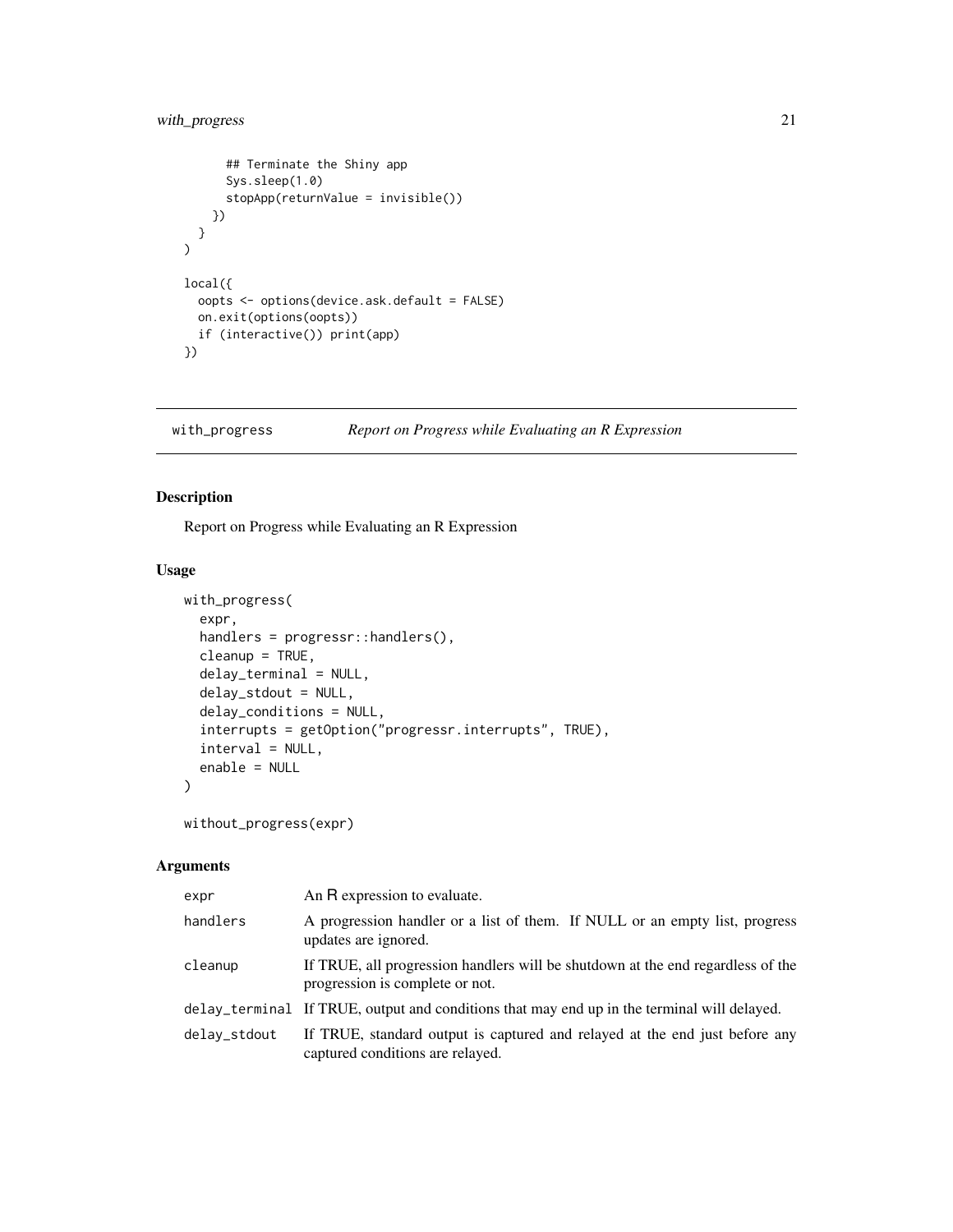```
    ## Terminate the Shiny app
    Sys.sleep(1.0)
    stopApp(returnValue = invisible())
  })
 }
)

local({
  oopts <- options(device.ask.default = FALSE)
  on.exit(options(oopts))
  if (interactive()) print(app)
})
```

## with_progress — *Report on Progress while Evaluating an R Expression*

### Description

Report on Progress while Evaluating an R Expression

### Usage

```
with_progress(
  expr,
  handlers = progressr::handlers(),
  cleanup = TRUE,
  delay_terminal = NULL,
  delay_stdout = NULL,
  delay_conditions = NULL,
  interrupts = getOption("progressr.interrupts", TRUE),
  interval = NULL,
  enable = NULL
)

without_progress(expr)
```

### Arguments

| | |
|---|---|
| `expr` | An R expression to evaluate. |
| `handlers` | A progression handler or a list of them. If NULL or an empty list, progress updates are ignored. |
| `cleanup` | If TRUE, all progression handlers will be shutdown at the end regardless of the progression is complete or not. |
| `delay_terminal` | If TRUE, output and conditions that may end up in the terminal will delayed. |
| `delay_stdout` | If TRUE, standard output is captured and relayed at the end just before any captured conditions are relayed. |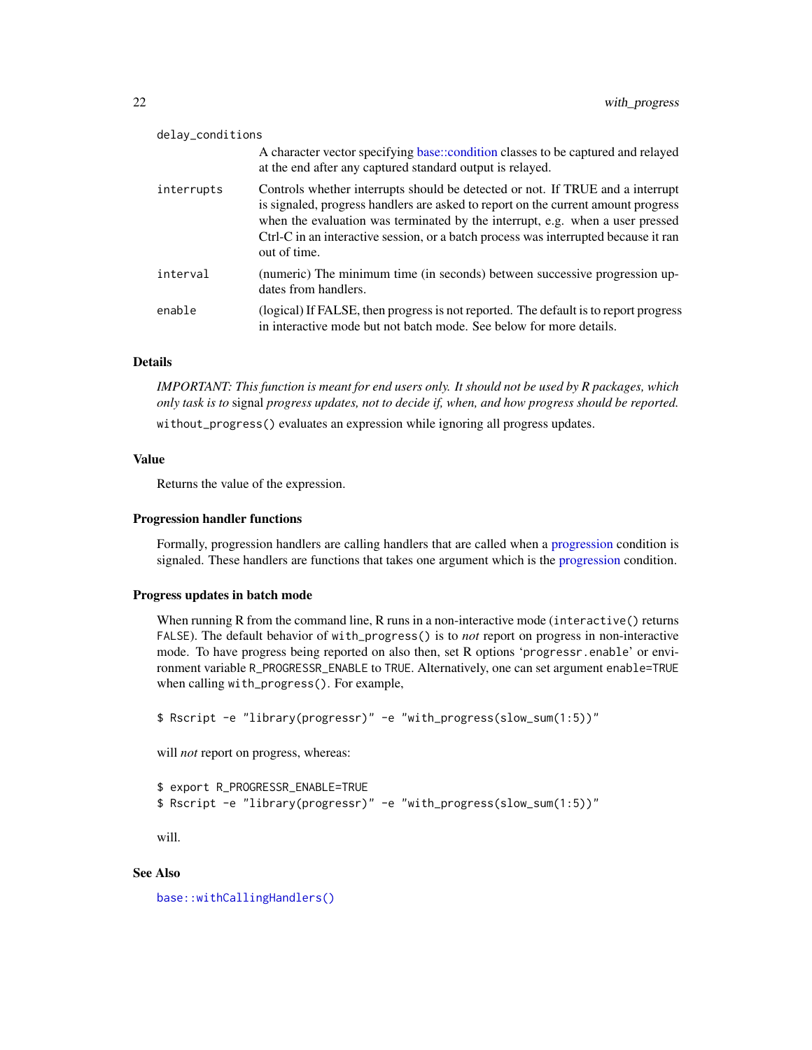delay_conditions
: A character vector specifying base::condition classes to be captured and relayed at the end after any captured standard output is relayed.

interrupts
: Controls whether interrupts should be detected or not. If TRUE and a interrupt is signaled, progress handlers are asked to report on the current amount progress when the evaluation was terminated by the interrupt, e.g. when a user pressed Ctrl-C in an interactive session, or a batch process was interrupted because it ran out of time.

interval
: (numeric) The minimum time (in seconds) between successive progression updates from handlers.

enable
: (logical) If FALSE, then progress is not reported. The default is to report progress in interactive mode but not batch mode. See below for more details.

## Details

*IMPORTANT: This function is meant for end users only. It should not be used by R packages, which only task is to* signal *progress updates, not to decide if, when, and how progress should be reported.*

`without_progress()` evaluates an expression while ignoring all progress updates.

## Value

Returns the value of the expression.

## Progression handler functions

Formally, progression handlers are calling handlers that are called when a progression condition is signaled. These handlers are functions that takes one argument which is the progression condition.

## Progress updates in batch mode

When running R from the command line, R runs in a non-interactive mode (`interactive()` returns `FALSE`). The default behavior of `with_progress()` is to *not* report on progress in non-interactive mode. To have progress being reported on also then, set R options 'progressr.enable' or environment variable `R_PROGRESSR_ENABLE` to `TRUE`. Alternatively, one can set argument `enable=TRUE` when calling `with_progress()`. For example,

```
$ Rscript -e "library(progressr)" -e "with_progress(slow_sum(1:5))"
```

will *not* report on progress, whereas:

```
$ export R_PROGRESSR_ENABLE=TRUE
$ Rscript -e "library(progressr)" -e "with_progress(slow_sum(1:5))"
```

will.

## See Also

`base::withCallingHandlers()`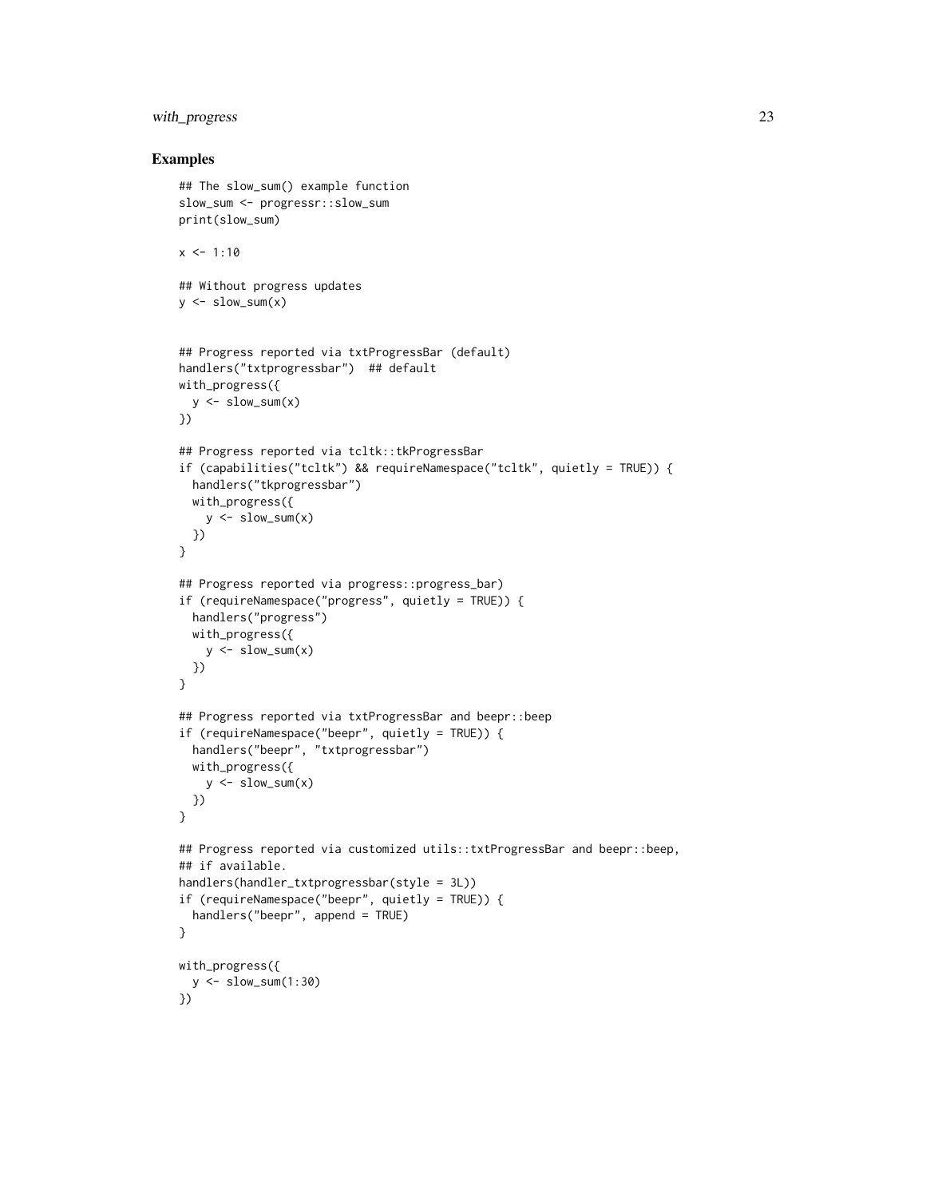## Examples

```
## The slow_sum() example function
slow_sum <- progressr::slow_sum
print(slow_sum)

x <- 1:10

## Without progress updates
y <- slow_sum(x)


## Progress reported via txtProgressBar (default)
handlers("txtprogressbar")  ## default
with_progress({
  y <- slow_sum(x)
})

## Progress reported via tcltk::tkProgressBar
if (capabilities("tcltk") && requireNamespace("tcltk", quietly = TRUE)) {
  handlers("tkprogressbar")
  with_progress({
    y <- slow_sum(x)
  })
}

## Progress reported via progress::progress_bar)
if (requireNamespace("progress", quietly = TRUE)) {
  handlers("progress")
  with_progress({
    y <- slow_sum(x)
  })
}

## Progress reported via txtProgressBar and beepr::beep
if (requireNamespace("beepr", quietly = TRUE)) {
  handlers("beepr", "txtprogressbar")
  with_progress({
    y <- slow_sum(x)
  })
}

## Progress reported via customized utils::txtProgressBar and beepr::beep,
## if available.
handlers(handler_txtprogressbar(style = 3L))
if (requireNamespace("beepr", quietly = TRUE)) {
  handlers("beepr", append = TRUE)
}

with_progress({
  y <- slow_sum(1:30)
})
```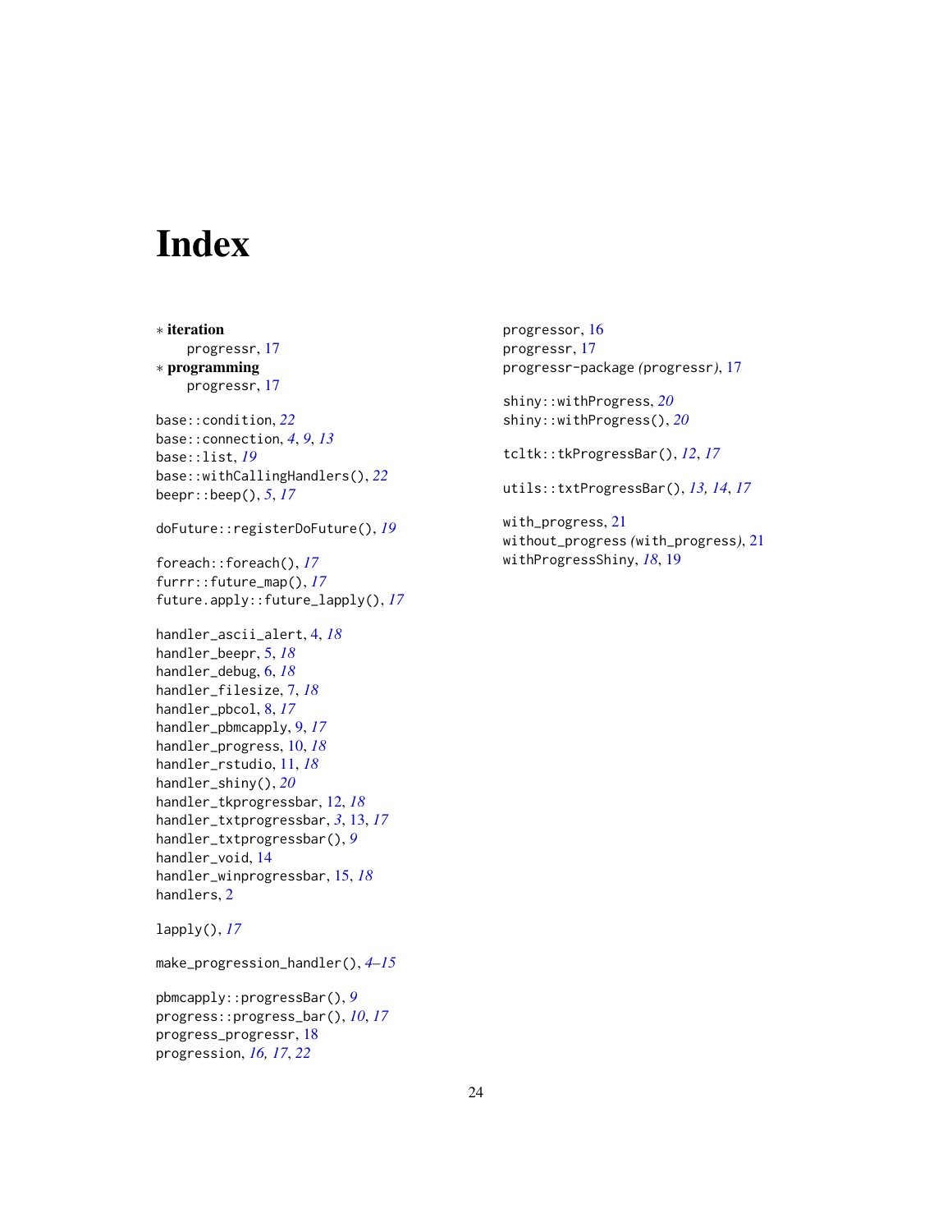# Index

* **iteration**
    progressr, 17
* **programming**
    progressr, 17

base::condition, *22*
base::connection, *4*, *9*, *13*
base::list, *19*
base::withCallingHandlers(), *22*
beepr::beep(), *5*, *17*

doFuture::registerDoFuture(), *19*

foreach::foreach(), *17*
furrr::future_map(), *17*
future.apply::future_lapply(), *17*

handler_ascii_alert, 4, *18*
handler_beepr, 5, *18*
handler_debug, 6, *18*
handler_filesize, 7, *18*
handler_pbcol, 8, *17*
handler_pbmcapply, 9, *17*
handler_progress, 10, *18*
handler_rstudio, 11, *18*
handler_shiny(), *20*
handler_tkprogressbar, 12, *18*
handler_txtprogressbar, *3*, 13, *17*
handler_txtprogressbar(), *9*
handler_void, 14
handler_winprogressbar, 15, *18*
handlers, 2

lapply(), *17*

make_progression_handler(), *4–15*

pbmcapply::progressBar(), *9*
progress::progress_bar(), *10*, *17*
progress_progressr, 18
progression, *16, 17*, *22*
progressor, 16
progressr, 17
progressr-package *(*progressr*)*, 17

shiny::withProgress, *20*
shiny::withProgress(), *20*

tcltk::tkProgressBar(), *12*, *17*

utils::txtProgressBar(), *13, 14*, *17*

with_progress, 21
without_progress *(*with_progress*)*, 21
withProgressShiny, *18*, 19